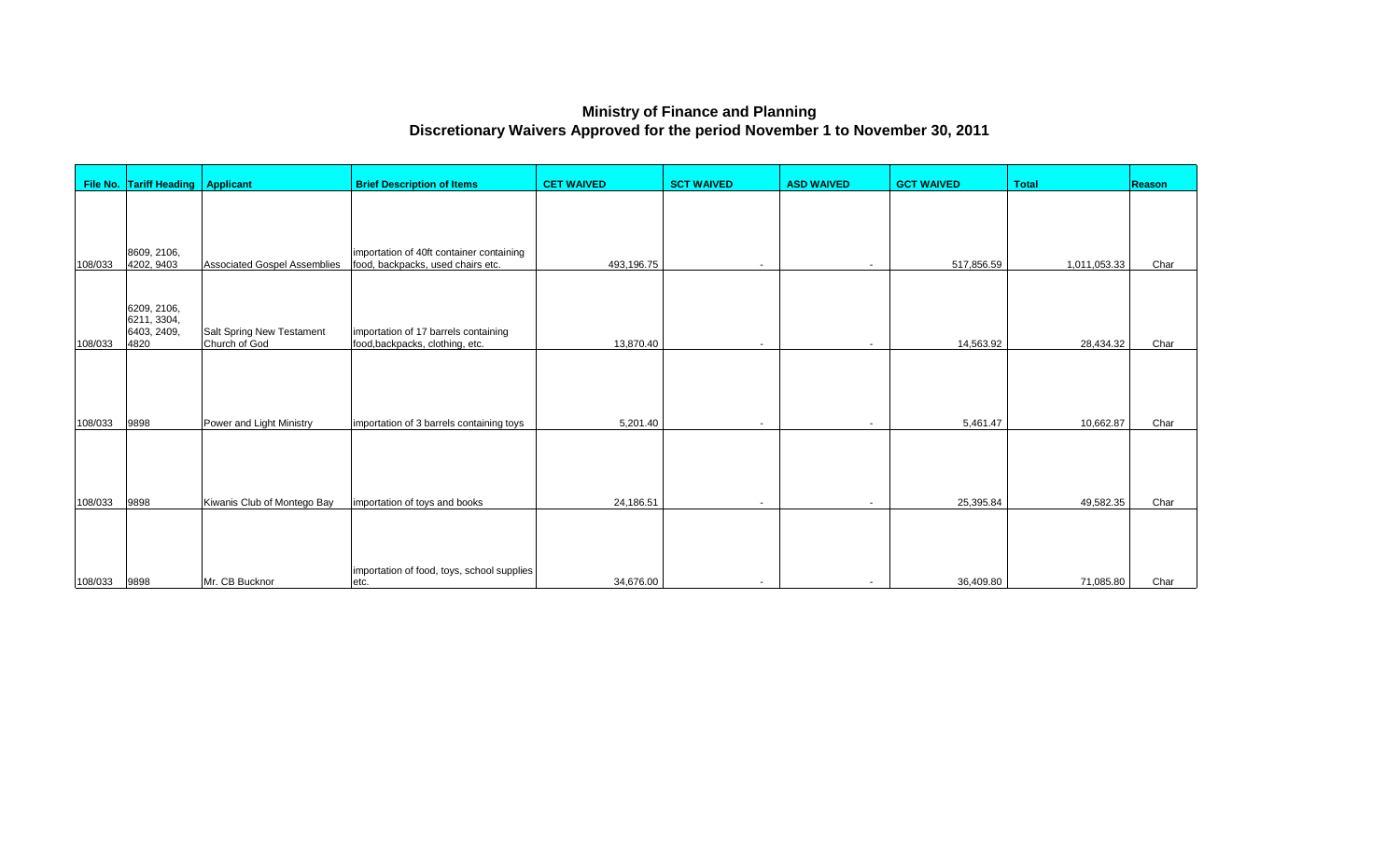# Ministry of Finance and Planning
## Discretionary Waivers Approved for the period November 1 to November 30, 2011

| File No. | Tariff Heading | Applicant | Brief Description of Items | CET WAIVED | SCT WAIVED | ASD WAIVED | GCT WAIVED | Total | Reason |
|---|---|---|---|---|---|---|---|---|---|
| 108/033 | 8609, 2106, 4202, 9403 | Associated Gospel Assemblies | importation of 40ft container containing food, backpacks, used chairs etc. | 493,196.75 | - | - | 517,856.59 | 1,011,053.33 | Char |
| 108/033 | 6209, 2106, 6211, 3304, 6403, 2409, 4820 | Salt Spring New Testament Church of God | importation of 17 barrels containing food,backpacks, clothing, etc. | 13,870.40 | - | - | 14,563.92 | 28,434.32 | Char |
| 108/033 | 9898 | Power and Light Ministry | importation of 3 barrels containing toys | 5,201.40 | - | - | 5,461.47 | 10,662.87 | Char |
| 108/033 | 9898 | Kiwanis Club of Montego Bay | importation of toys and books | 24,186.51 | - | - | 25,395.84 | 49,582.35 | Char |
| 108/033 | 9898 | Mr. CB Bucknor | importation of food, toys, school supplies etc. | 34,676.00 | - | - | 36,409.80 | 71,085.80 | Char |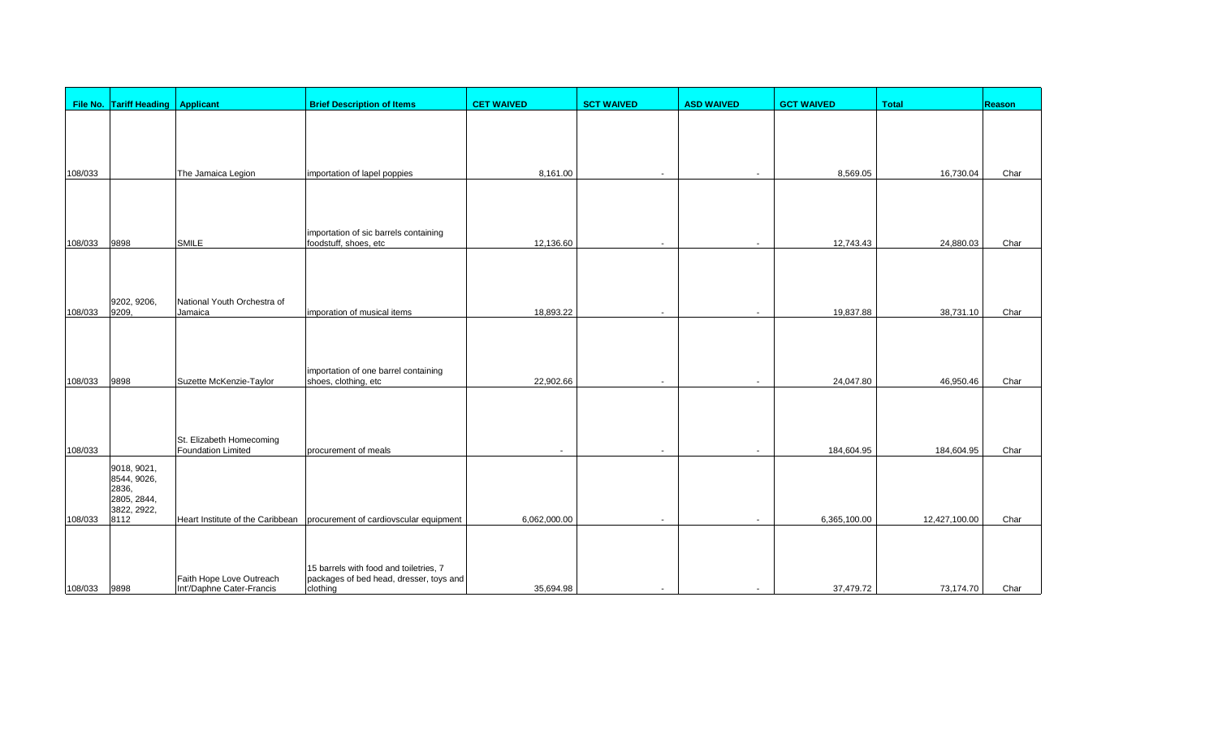| File No. | Tariff Heading | Applicant | Brief Description of Items | CET WAIVED | SCT WAIVED | ASD WAIVED | GCT WAIVED | Total | Reason |
|---|---|---|---|---|---|---|---|---|---|
| 108/033 | | The Jamaica Legion | importation of lapel poppies | 8,161.00 | - | - | 8,569.05 | 16,730.04 | Char |
| 108/033 | 9898 | SMILE | importation of sic barrels containing foodstuff, shoes, etc | 12,136.60 | - | - | 12,743.43 | 24,880.03 | Char |
| 108/033 | 9202, 9206, 9209, | National Youth Orchestra of Jamaica | imporation of musical items | 18,893.22 | - | - | 19,837.88 | 38,731.10 | Char |
| 108/033 | 9898 | Suzette McKenzie-Taylor | importation of one barrel containing shoes, clothing, etc | 22,902.66 | - | - | 24,047.80 | 46,950.46 | Char |
| 108/033 | | St. Elizabeth Homecoming Foundation Limited | procurement of meals | - | - | - | 184,604.95 | 184,604.95 | Char |
| 108/033 | 9018, 9021, 8544, 9026, 2836, 2805, 2844, 3822, 2922, 8112 | Heart Institute of the Caribbean | procurement of cardiovscular equipment | 6,062,000.00 | - | - | 6,365,100.00 | 12,427,100.00 | Char |
| 108/033 | 9898 | Faith Hope Love Outreach Int'/Daphne Cater-Francis | 15 barrels with food and toiletries, 7 packages of bed head, dresser, toys and clothing | 35,694.98 | - | - | 37,479.72 | 73,174.70 | Char |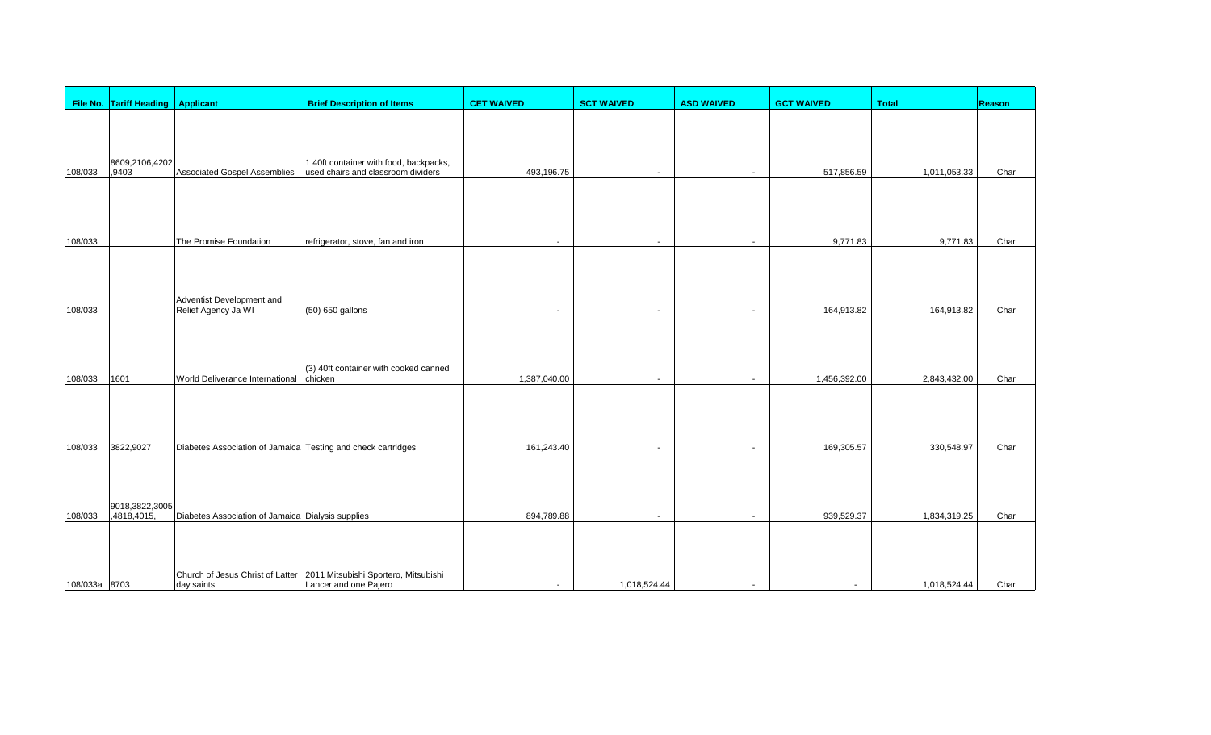| File No. | Tariff Heading | Applicant | Brief Description of Items | CET WAIVED | SCT WAIVED | ASD WAIVED | GCT WAIVED | Total | Reason |
|---|---|---|---|---|---|---|---|---|---|
| 108/033 | 8609,2106,4202,9403 | Associated Gospel Assemblies | 1 40ft container with food, backpacks, used chairs and classroom dividers | 493,196.75 | - | - | 517,856.59 | 1,011,053.33 | Char |
| 108/033 | | The Promise Foundation | refrigerator, stove, fan and iron | - | - | - | 9,771.83 | 9,771.83 | Char |
| 108/033 | | Adventist Development and Relief Agency Ja WI | (50) 650 gallons | - | - | - | 164,913.82 | 164,913.82 | Char |
| 108/033 | 1601 | World Deliverance International | (3) 40ft container with cooked canned chicken | 1,387,040.00 | - | - | 1,456,392.00 | 2,843,432.00 | Char |
| 108/033 | 3822,9027 | Diabetes Association of Jamaica | Testing and check cartridges | 161,243.40 | - | - | 169,305.57 | 330,548.97 | Char |
| 108/033 | 9018,3822,3005,4818,4015, | Diabetes Association of Jamaica | Dialysis supplies | 894,789.88 | - | - | 939,529.37 | 1,834,319.25 | Char |
| 108/033a | 8703 | Church of Jesus Christ of Latter day saints | 2011 Mitsubishi Sportero, Mitsubishi Lancer and one Pajero | - | 1,018,524.44 | - | - | 1,018,524.44 | Char |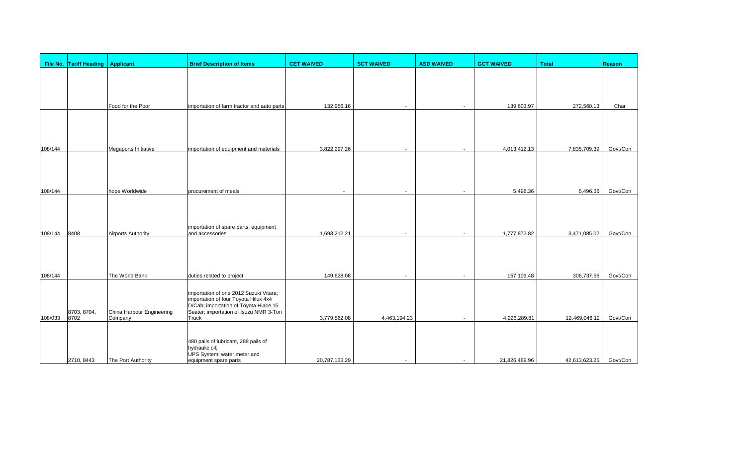| File No. | Tariff Heading | Applicant | Brief Description of Items | CET WAIVED | SCT WAIVED | ASD WAIVED | GCT WAIVED | Total | Reason |
|---|---|---|---|---|---|---|---|---|---|
| | | Food for the Poor | importation of farm tractor and auto parts | 132,956.16 | - | - | 139,603.97 | 272,560.13 | Char |
| 108/144 | | Megaports Initiative | importation of equipment and materials | 3,822,297.26 | - | - | 4,013,412.13 | 7,835,709.39 | Govt/Con |
| 108/144 | | hope Worldwide | procurement of meals | - | - | - | 5,496.36 | 5,496.36 | Govt/Con |
| 108/144 | 8408 | Airports Authority | importation of spare parts, equipment and accessories | 1,693,212.21 | - | - | 1,777,872.82 | 3,471,085.02 | Govt/Con |
| 108/144 | | The World Bank | duties related to project | 149,628.08 | - | - | 157,109.48 | 306,737.56 | Govt/Con |
| 108/033 | 8703, 8704, 8702 | China Harbour Engineering Company | importation of one 2012 Suzuki Vitara; importation of four Toyota Hilux 4x4 D/Cab; importation of Toyota Hiace 15 Seater; importation of Isuzu NMR 3-Ton Truck | 3,779,562.08 | 4,463,194.23 | - | 4,226,289.81 | 12,469,046.12 | Govt/Con |
| | 2710, 8443 | The Port Authority | 480 pails of lubricant, 288 pails of hydraulic oil; UPS System; water meter and equipment spare parts | 20,787,133.29 | - | - | 21,826,489.96 | 42,613,623.25 | Govt/Con |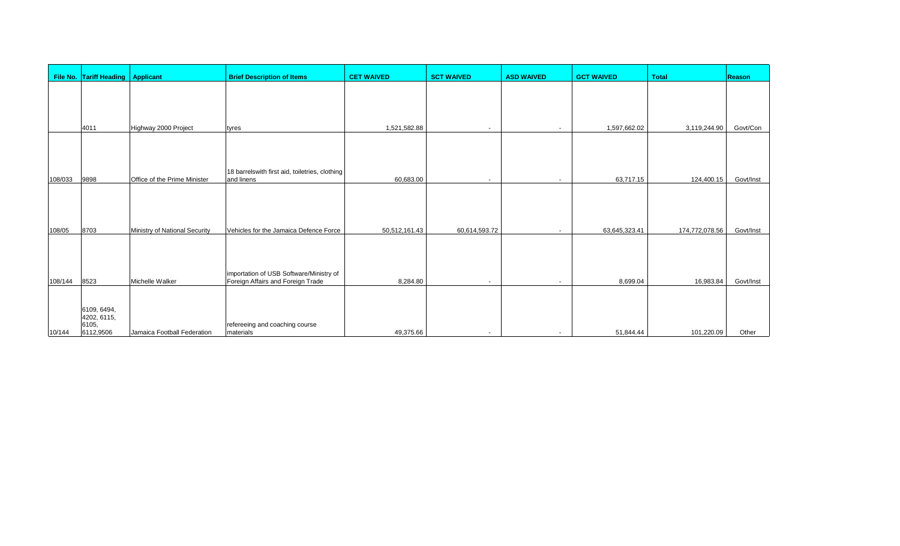| File No. | Tariff Heading | Applicant | Brief Description of Items | CET WAIVED | SCT WAIVED | ASD WAIVED | GCT WAIVED | Total | Reason |
|---|---|---|---|---|---|---|---|---|---|
| | 4011 | Highway 2000 Project | tyres | 1,521,582.88 | - | - | 1,597,662.02 | 3,119,244.90 | Govt/Con |
| 108/033 | 9898 | Office of the Prime Minister | 18 barrelswith first aid, toiletries, clothing and linens | 60,683.00 | - | - | 63,717.15 | 124,400.15 | Govt/Inst |
| 108/05 | 8703 | Ministry of National Security | Vehicles for the Jamaica Defence Force | 50,512,161.43 | 60,614,593.72 | - | 63,645,323.41 | 174,772,078.56 | Govt/Inst |
| 108/144 | 8523 | Michelle Walker | importation of USB Software/Ministry of Foreign Affairs and Foreign Trade | 8,284.80 | - | - | 8,699.04 | 16,983.84 | Govt/Inst |
| 10/144 | 6109, 6494, 4202, 6115, 6105, 6112,9506 | Jamaica Football Federation | refereeing and coaching course materials | 49,375.66 | - | - | 51,844.44 | 101,220.09 | Other |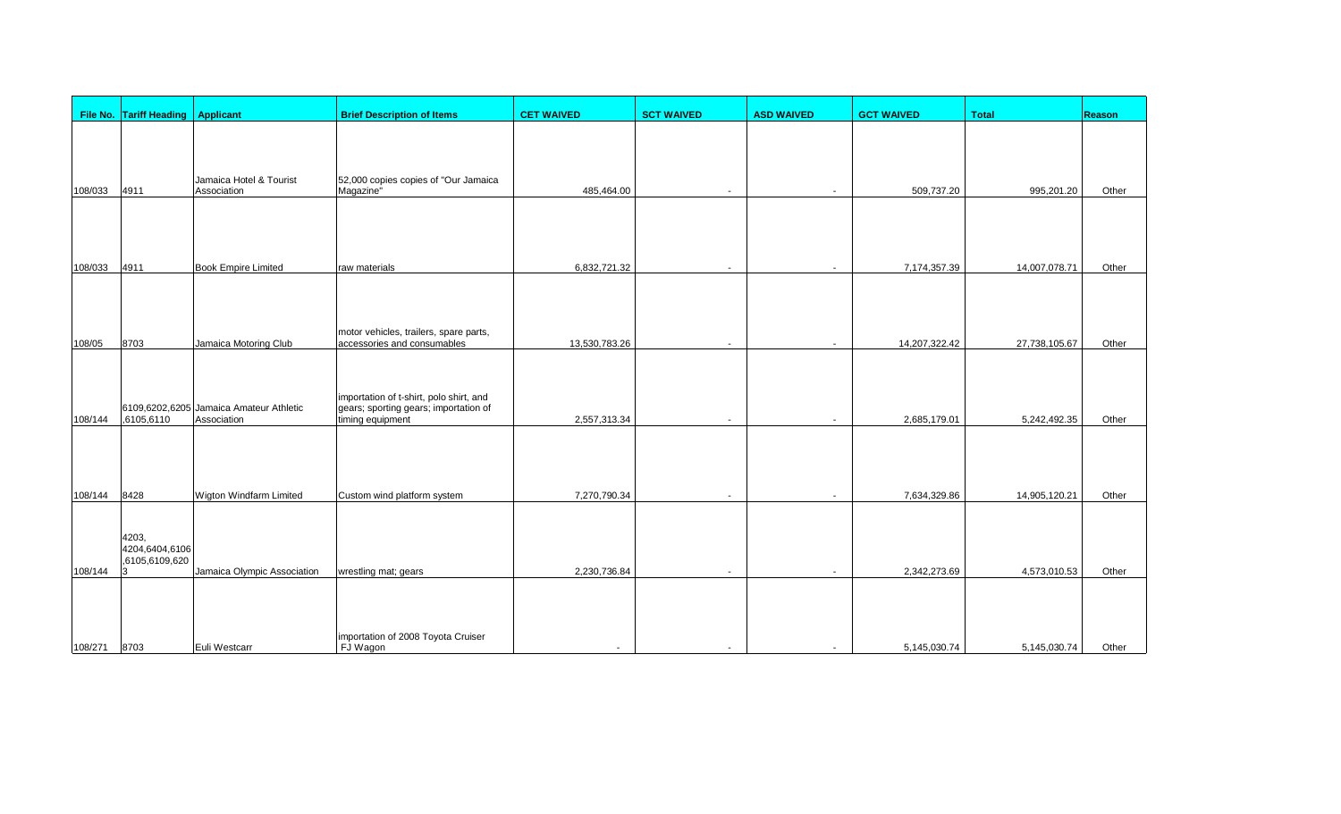| File No. | Tariff Heading | Applicant | Brief Description of Items | CET WAIVED | SCT WAIVED | ASD WAIVED | GCT WAIVED | Total | Reason |
|---|---|---|---|---|---|---|---|---|---|
| 108/033 | 4911 | Jamaica Hotel & Tourist Association | 52,000 copies copies of "Our Jamaica Magazine" | 485,464.00 | - | - | 509,737.20 | 995,201.20 | Other |
| 108/033 | 4911 | Book Empire Limited | raw materials | 6,832,721.32 | - | - | 7,174,357.39 | 14,007,078.71 | Other |
| 108/05 | 8703 | Jamaica Motoring Club | motor vehicles, trailers, spare parts, accessories and consumables | 13,530,783.26 | - | - | 14,207,322.42 | 27,738,105.67 | Other |
| 108/144 | 6109,6202,6205 ,6105,6110 | Jamaica Amateur Athletic Association | importation of t-shirt, polo shirt, and gears; sporting gears; importation of timing equipment | 2,557,313.34 | - | - | 2,685,179.01 | 5,242,492.35 | Other |
| 108/144 | 8428 | Wigton Windfarm Limited | Custom wind platform system | 7,270,790.34 | - | - | 7,634,329.86 | 14,905,120.21 | Other |
| 108/144 | 4203, 4204,6404,6106 ,6105,6109,620 3 | Jamaica Olympic Association | wrestling mat; gears | 2,230,736.84 | - | - | 2,342,273.69 | 4,573,010.53 | Other |
| 108/271 | 8703 | Euli Westcarr | importation of 2008 Toyota Cruiser FJ Wagon | - | - | - | 5,145,030.74 | 5,145,030.74 | Other |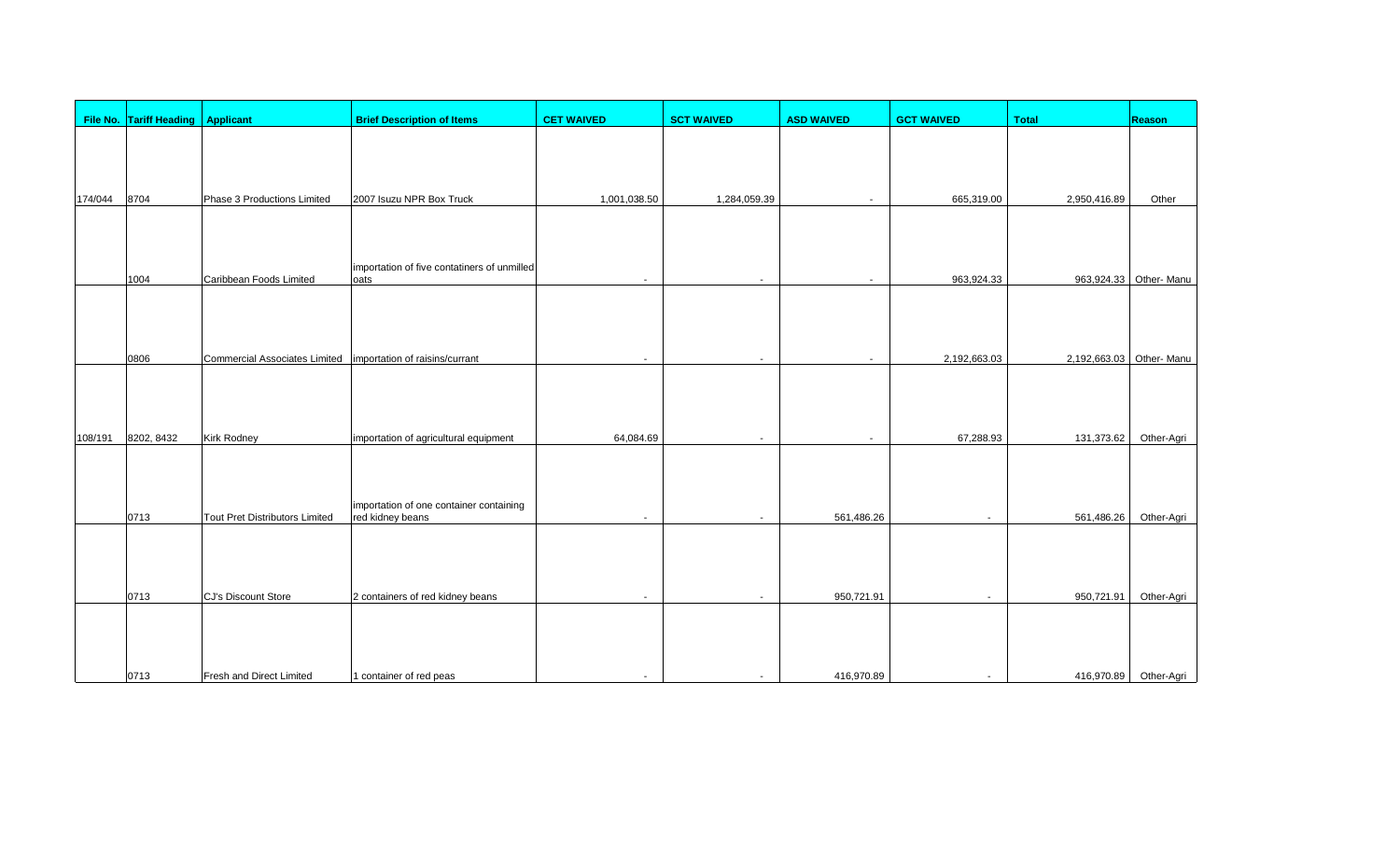| File No. | Tariff Heading | Applicant | Brief Description of Items | CET WAIVED | SCT WAIVED | ASD WAIVED | GCT WAIVED | Total | Reason |
|---|---|---|---|---|---|---|---|---|---|
| 174/044 | 8704 | Phase 3 Productions Limited | 2007 Isuzu NPR Box Truck | 1,001,038.50 | 1,284,059.39 | - | 665,319.00 | 2,950,416.89 | Other |
| | 1004 | Caribbean Foods Limited | importation of five contatiners of unmilled oats | - | - | - | 963,924.33 | 963,924.33 | Other- Manu |
| | 0806 | Commercial Associates Limited | importation of raisins/currant | - | - | - | 2,192,663.03 | 2,192,663.03 | Other- Manu |
| 108/191 | 8202, 8432 | Kirk Rodney | importation of agricultural equipment | 64,084.69 | - | - | 67,288.93 | 131,373.62 | Other-Agri |
| | 0713 | Tout Pret Distributors Limited | importation of one container containing red kidney beans | - | - | 561,486.26 | - | 561,486.26 | Other-Agri |
| | 0713 | CJ's Discount Store | 2 containers of red kidney beans | - | - | 950,721.91 | - | 950,721.91 | Other-Agri |
| | 0713 | Fresh and Direct Limited | 1 container of red peas | - | - | 416,970.89 | - | 416,970.89 | Other-Agri |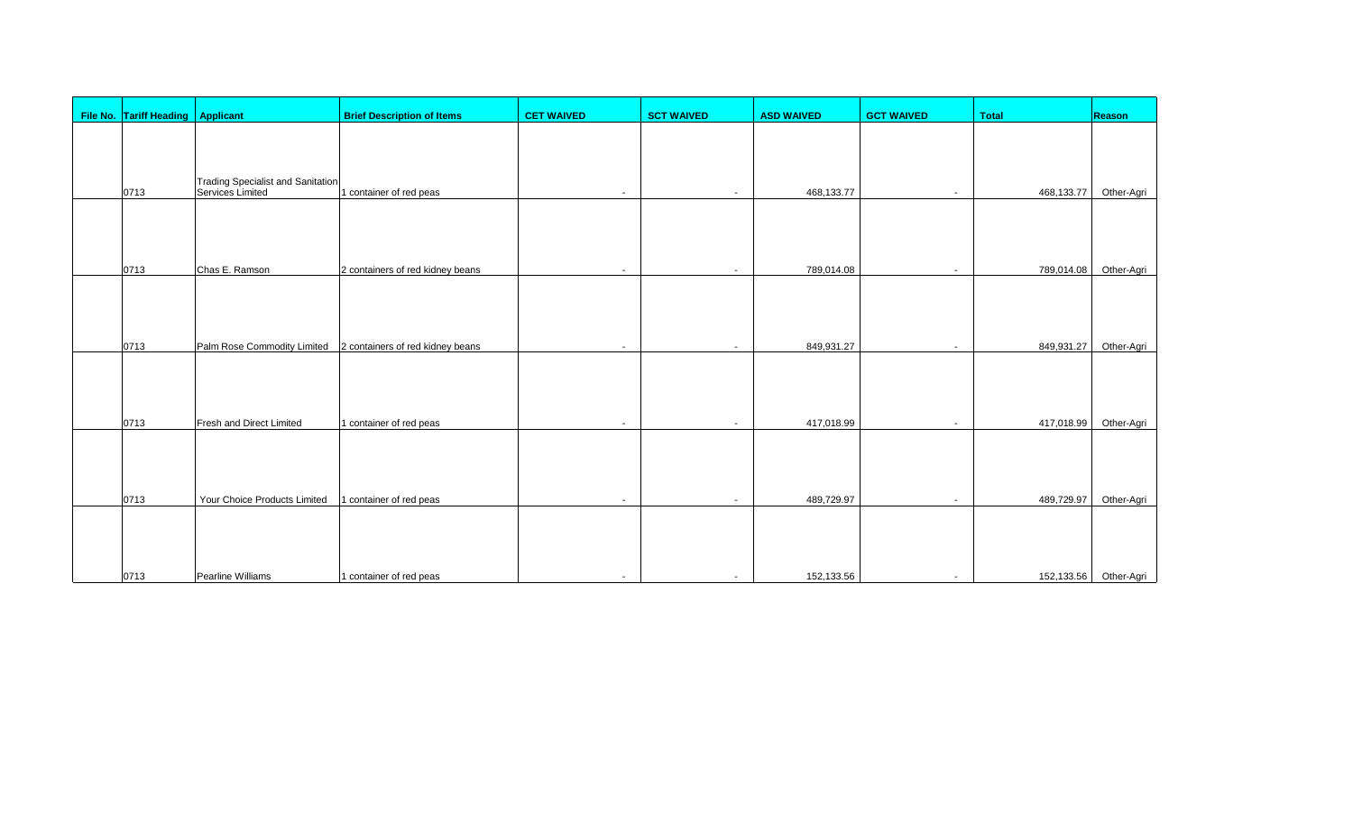| File No. | Tariff Heading | Applicant | Brief Description of Items | CET WAIVED | SCT WAIVED | ASD WAIVED | GCT WAIVED | Total | Reason |
|---|---|---|---|---|---|---|---|---|---|
| | 0713 | Trading Specialist and Sanitation Services Limited | 1 container of red peas | - | - | 468,133.77 | - | 468,133.77 | Other-Agri |
| | 0713 | Chas E. Ramson | 2 containers of red kidney beans | - | - | 789,014.08 | - | 789,014.08 | Other-Agri |
| | 0713 | Palm Rose Commodity Limited | 2 containers of red kidney beans | - | - | 849,931.27 | - | 849,931.27 | Other-Agri |
| | 0713 | Fresh and Direct Limited | 1 container of red peas | - | - | 417,018.99 | - | 417,018.99 | Other-Agri |
| | 0713 | Your Choice Products Limited | 1 container of red peas | - | - | 489,729.97 | - | 489,729.97 | Other-Agri |
| | 0713 | Pearline Williams | 1 container of red peas | - | - | 152,133.56 | - | 152,133.56 | Other-Agri |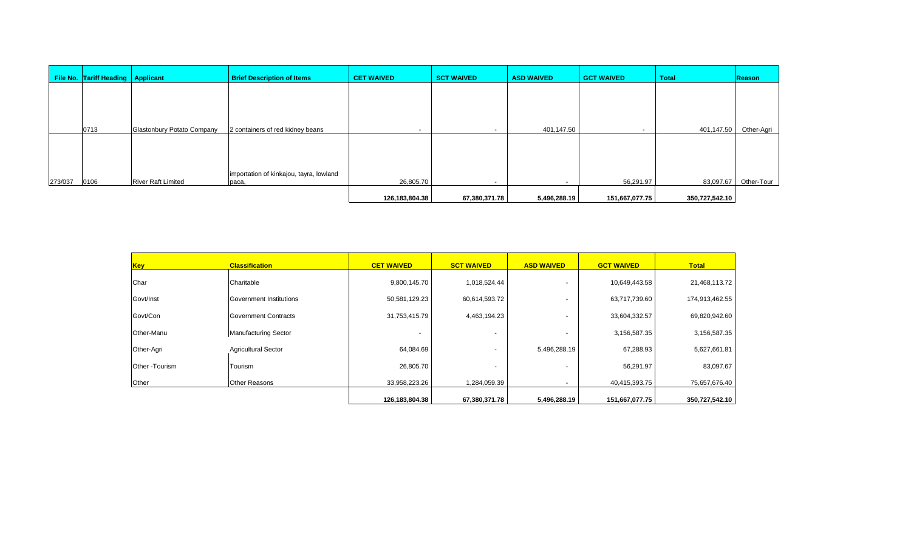| File No. | Tariff Heading | Applicant | Brief Description of Items | CET WAIVED | SCT WAIVED | ASD WAIVED | GCT WAIVED | Total | Reason |
|---|---|---|---|---|---|---|---|---|---|
| | 0713 | Glastonbury Potato Company | 2 containers of red kidney beans | - | - | 401,147.50 | - | 401,147.50 | Other-Agri |
| 273/037 | 0106 | River Raft Limited | importation of kinkajou, tayra, lowland paca, | 26,805.70 | - | - | 56,291.97 | 83,097.67 | Other-Tour |
| | | | | 126,183,804.38 | 67,380,371.78 | 5,496,288.19 | 151,667,077.75 | 350,727,542.10 | |

| Key | Classification | CET WAIVED | SCT WAIVED | ASD WAIVED | GCT WAIVED | Total |
|---|---|---|---|---|---|---|
| Char | Charitable | 9,800,145.70 | 1,018,524.44 | - | 10,649,443.58 | 21,468,113.72 |
| Govt/Inst | Government Institutions | 50,581,129.23 | 60,614,593.72 | - | 63,717,739.60 | 174,913,462.55 |
| Govt/Con | Government Contracts | 31,753,415.79 | 4,463,194.23 | - | 33,604,332.57 | 69,820,942.60 |
| Other-Manu | Manufacturing Sector | - | - | - | 3,156,587.35 | 3,156,587.35 |
| Other-Agri | Agricultural Sector | 64,084.69 | - | 5,496,288.19 | 67,288.93 | 5,627,661.81 |
| Other -Tourism | Tourism | 26,805.70 | - | - | 56,291.97 | 83,097.67 |
| Other | Other Reasons | 33,958,223.26 | 1,284,059.39 | - | 40,415,393.75 | 75,657,676.40 |
| | | 126,183,804.38 | 67,380,371.78 | 5,496,288.19 | 151,667,077.75 | 350,727,542.10 |